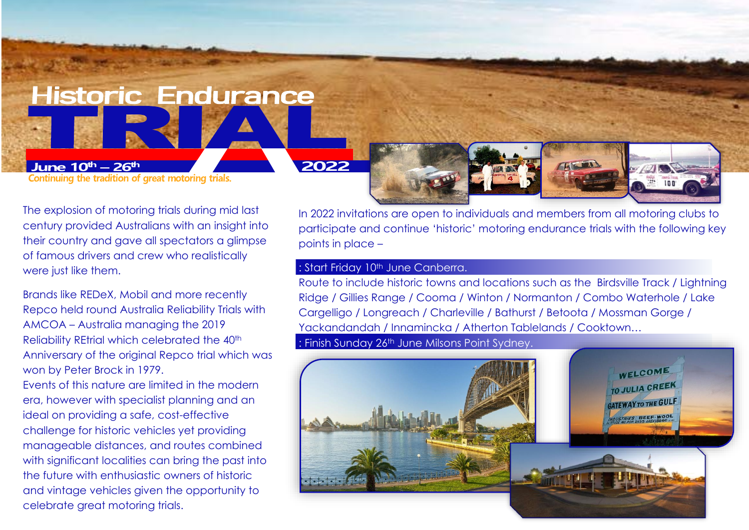# Historic Endurance TRIAL

**June 10th – 26th 2022**

*Continuing the tradition of great motoring trials.*

The explosion of motoring trials during mid last century provided Australians with an insight into their country and gave all spectators a glimpse of famous drivers and crew who realistically were just like them.

Brands like REDeX, Mobil and more recently Repco held round Australia Reliability Trials with AMCOA – Australia managing the 2019 Reliability REtrial which celebrated the 40th Anniversary of the original Repco trial which was won by Peter Brock in 1979.

Events of this nature are limited in the modern era, however with specialist planning and an ideal on providing a safe, cost-effective challenge for historic vehicles yet providing manageable distances, and routes combined with significant localities can bring the past into the future with enthusiastic owners of historic and vintage vehicles given the opportunity to celebrate great motoring trials.

In 2022 invitations are open to individuals and members from all motoring clubs to participate and continue 'historic' motoring endurance trials with the following key points in place –

: Start Friday 10th June Canberra.

Route to include historic towns and locations such as the Birdsville Track / Lightning Ridge / Gillies Range / Cooma / Winton / Normanton / Combo Waterhole / Lake Cargelligo / Longreach / Charleville / Bathurst / Betoota / Mossman Gorge / Yackandandah / Innamincka / Atherton Tablelands / Cooktown…

: Finish Sunday 26th June Milsons Point Sydney.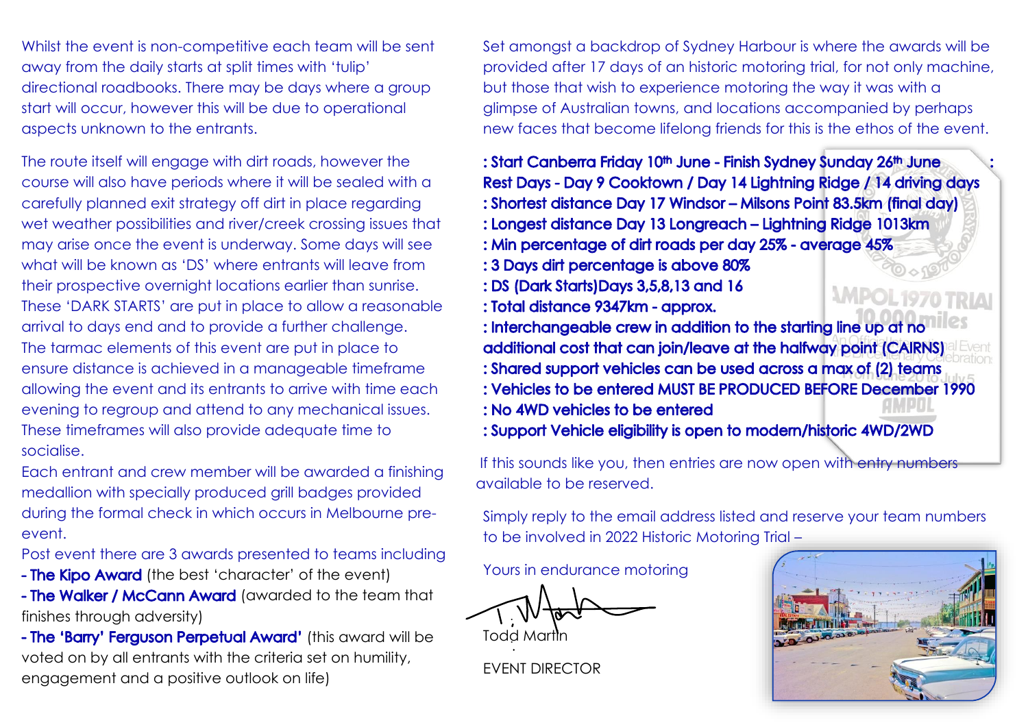Whilst the event is non-competitive each team will be sent away from the daily starts at split times with 'tulip' directional roadbooks. There may be days where a group start will occur, however this will be due to operational aspects unknown to the entrants.

The route itself will engage with dirt roads, however the course will also have periods where it will be sealed with a carefully planned exit strategy off dirt in place regarding wet weather possibilities and river/creek crossing issues that may arise once the event is underway. Some days will see what will be known as 'DS' where entrants will leave from their prospective overnight locations earlier than sunrise. These 'DARK STARTS' are put in place to allow a reasonable arrival to days end and to provide a further challenge. The tarmac elements of this event are put in place to ensure distance is achieved in a manageable timeframe allowing the event and its entrants to arrive with time each evening to regroup and attend to any mechanical issues. These timeframes will also provide adequate time to socialise.

Each entrant and crew member will be awarded a finishing medallion with specially produced grill badges provided during the formal check in which occurs in Melbourne pre-event.

Post event there are 3 awards presented to teams including

- **The Kipo Award** (the best 'character' of the event)
- **The Walker / McCann Award** (awarded to the team that finishes through adversity)
- **The 'Barry' Ferguson Perpetual Award'** (this award will be voted on by all entrants with the criteria set on humility, engagement and a positive outlook on life)

Set amongst a backdrop of Sydney Harbour is where the awards will be provided after 17 days of an historic motoring trial, for not only machine, but those that wish to experience motoring the way it was with a glimpse of Australian towns, and locations accompanied by perhaps new faces that become lifelong friends for this is the ethos of the event.

**: Start Canberra Friday 10th June - Finish Sydney Sunday 26th June :**
**Rest Days - Day 9 Cooktown / Day 14 Lightning Ridge / 14 driving days**
**: Shortest distance Day 17 Windsor – Milsons Point 83.5km (final day)**
**: Longest distance Day 13 Longreach – Lightning Ridge 1013km**
**: Min percentage of dirt roads per day 25% - average 45%**
**: 3 Days dirt percentage is above 80%**
**: DS (Dark Starts)Days 3,5,8,13 and 16**
**: Total distance 9347km - approx.**
**: Interchangeable crew in addition to the starting line up at no additional cost that can join/leave at the halfway point (CAIRNS)**
**: Shared support vehicles can be used across a max of (2) teams**
**: Vehicles to be entered MUST BE PRODUCED BEFORE December 1990**
**: No 4WD vehicles to be entered**
**: Support Vehicle eligibility is open to modern/historic 4WD/2WD**

If this sounds like you, then entries are now open with entry numbers available to be reserved.

Simply reply to the email address listed and reserve your team numbers to be involved in 2022 Historic Motoring Trial –

Yours in endurance motoring

Todd Martin

EVENT DIRECTOR